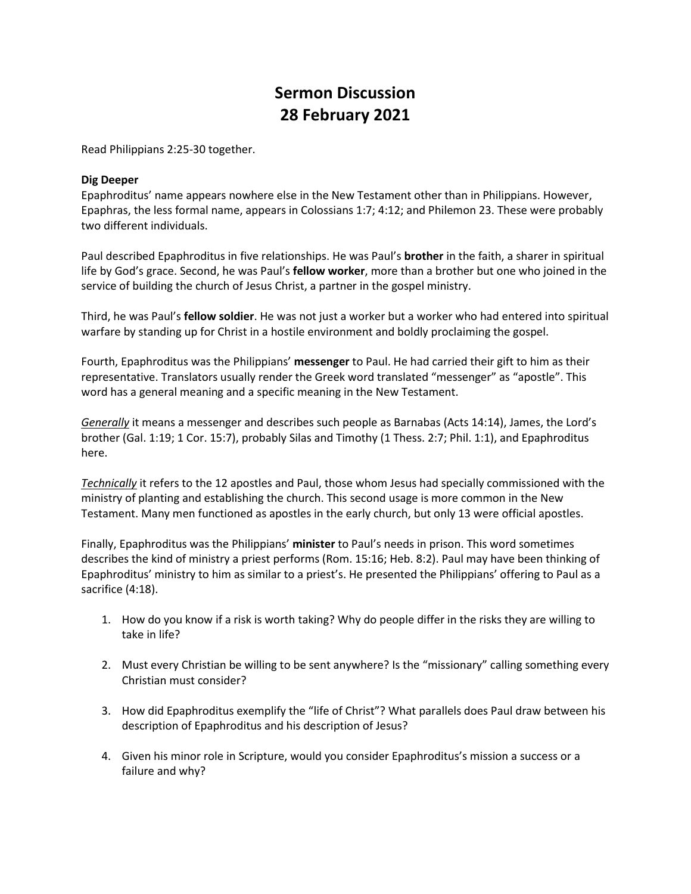# Sermon Discussion
# 28 February 2021

Read Philippians 2:25-30 together.

**Dig Deeper**

Epaphroditus' name appears nowhere else in the New Testament other than in Philippians. However, Epaphras, the less formal name, appears in Colossians 1:7; 4:12; and Philemon 23. These were probably two different individuals.

Paul described Epaphroditus in five relationships. He was Paul's **brother** in the faith, a sharer in spiritual life by God's grace. Second, he was Paul's **fellow worker**, more than a brother but one who joined in the service of building the church of Jesus Christ, a partner in the gospel ministry.

Third, he was Paul's **fellow soldier**. He was not just a worker but a worker who had entered into spiritual warfare by standing up for Christ in a hostile environment and boldly proclaiming the gospel.

Fourth, Epaphroditus was the Philippians' **messenger** to Paul. He had carried their gift to him as their representative. Translators usually render the Greek word translated "messenger" as "apostle". This word has a general meaning and a specific meaning in the New Testament.

***Generally*** it means a messenger and describes such people as Barnabas (Acts 14:14), James, the Lord's brother (Gal. 1:19; 1 Cor. 15:7), probably Silas and Timothy (1 Thess. 2:7; Phil. 1:1), and Epaphroditus here.

***Technically*** it refers to the 12 apostles and Paul, those whom Jesus had specially commissioned with the ministry of planting and establishing the church. This second usage is more common in the New Testament. Many men functioned as apostles in the early church, but only 13 were official apostles.

Finally, Epaphroditus was the Philippians' **minister** to Paul's needs in prison. This word sometimes describes the kind of ministry a priest performs (Rom. 15:16; Heb. 8:2). Paul may have been thinking of Epaphroditus' ministry to him as similar to a priest's. He presented the Philippians' offering to Paul as a sacrifice (4:18).

1. How do you know if a risk is worth taking? Why do people differ in the risks they are willing to take in life?
2. Must every Christian be willing to be sent anywhere? Is the "missionary" calling something every Christian must consider?
3. How did Epaphroditus exemplify the "life of Christ"? What parallels does Paul draw between his description of Epaphroditus and his description of Jesus?
4. Given his minor role in Scripture, would you consider Epaphroditus's mission a success or a failure and why?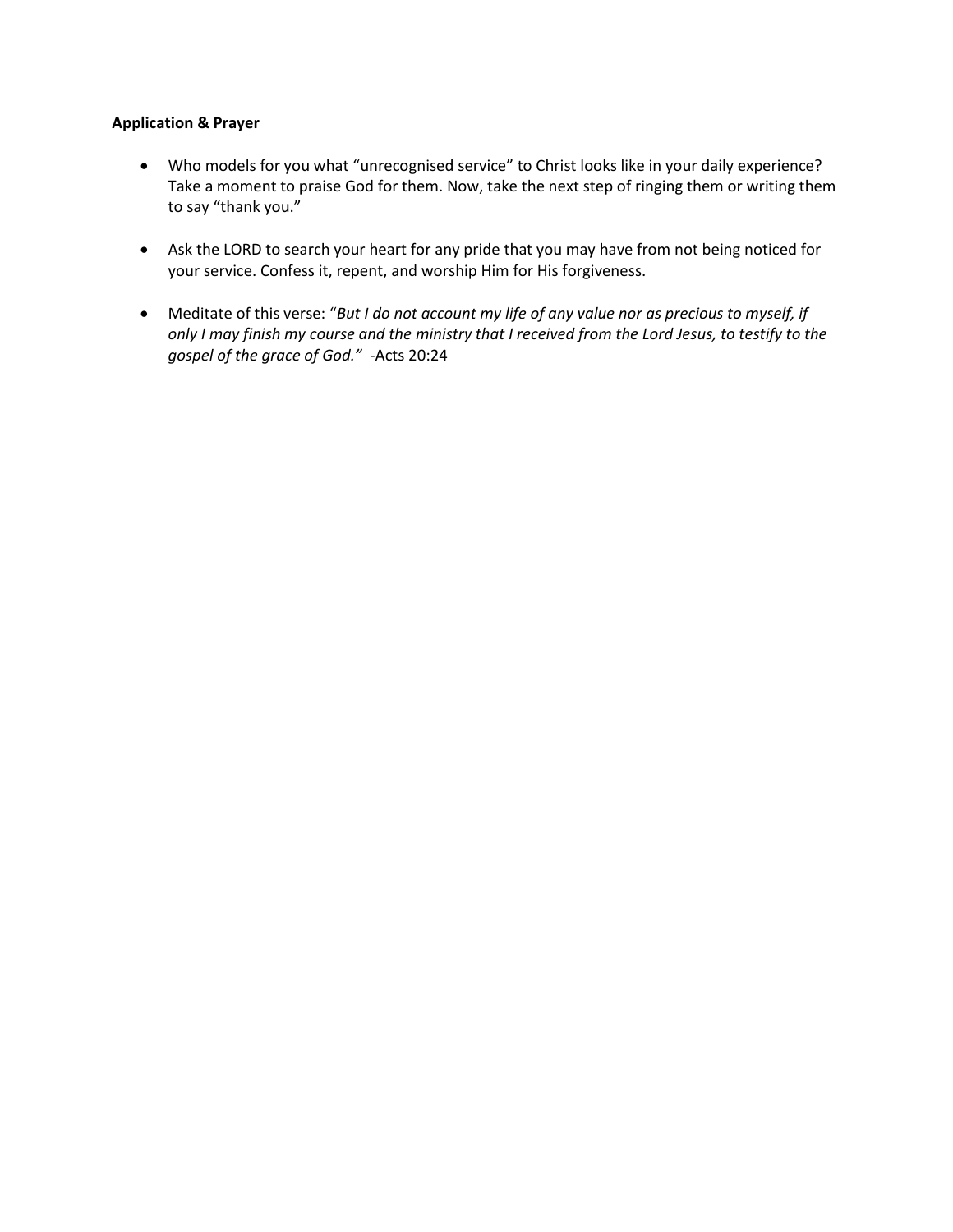**Application & Prayer**

- Who models for you what "unrecognised service" to Christ looks like in your daily experience? Take a moment to praise God for them. Now, take the next step of ringing them or writing them to say "thank you."

- Ask the LORD to search your heart for any pride that you may have from not being noticed for your service. Confess it, repent, and worship Him for His forgiveness.

- Meditate of this verse: "*But I do not account my life of any value nor as precious to myself, if only I may finish my course and the ministry that I received from the Lord Jesus, to testify to the gospel of the grace of God."* -Acts 20:24